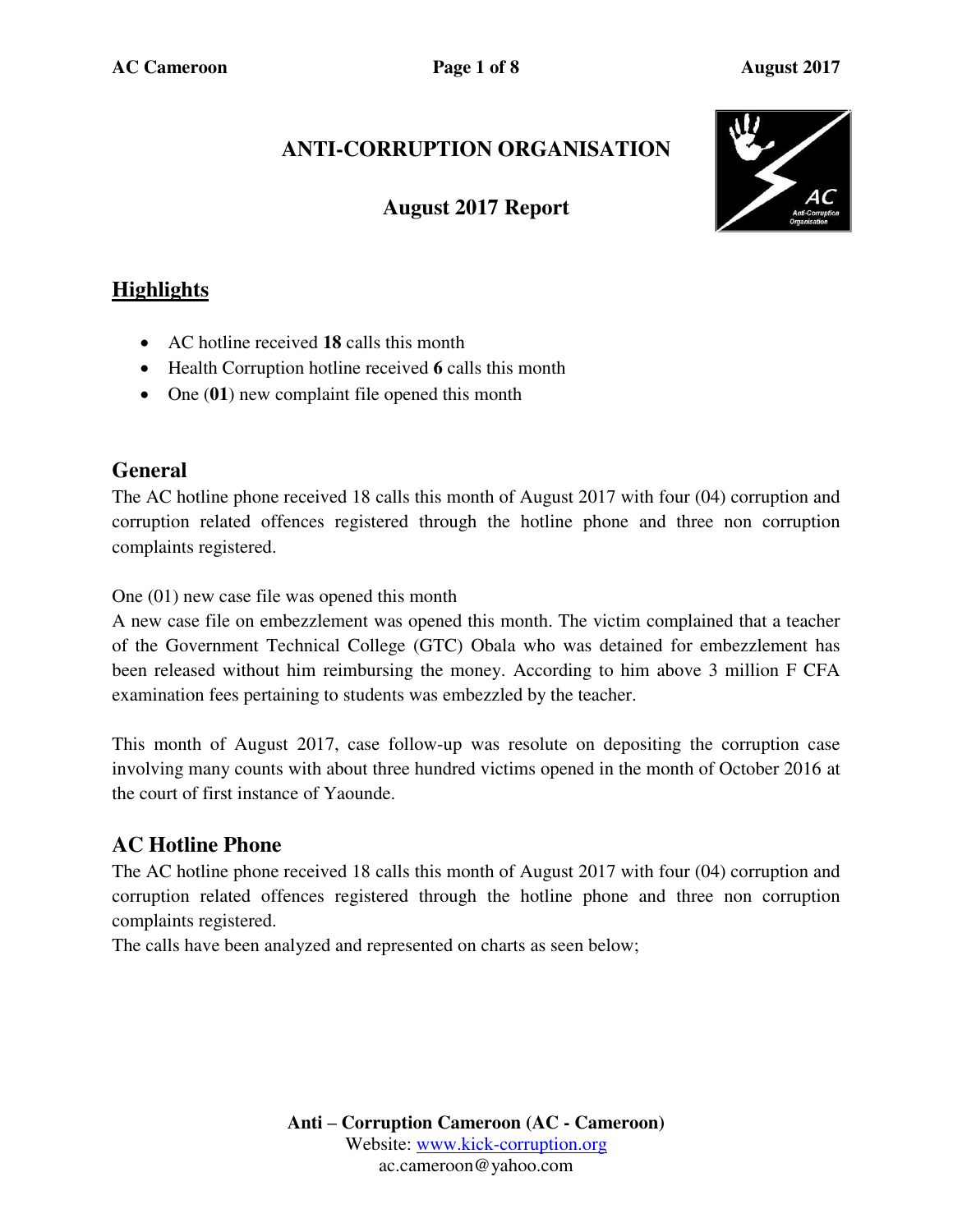# ANTI-CORRUPTION ORGANISATION

## August 2017 Report

## Highlights

- AC hotline received **18** calls this month
- Health Corruption hotline received **6** calls this month
- One (**01**) new complaint file opened this month

## General

The AC hotline phone received 18 calls this month of August 2017 with four (04) corruption and corruption related offences registered through the hotline phone and three non corruption complaints registered.

One (01) new case file was opened this month
A new case file on embezzlement was opened this month. The victim complained that a teacher of the Government Technical College (GTC) Obala who was detained for embezzlement has been released without him reimbursing the money. According to him above 3 million F CFA examination fees pertaining to students was embezzled by the teacher.

This month of August 2017, case follow-up was resolute on depositing the corruption case involving many counts with about three hundred victims opened in the month of October 2016 at the court of first instance of Yaounde.

## AC Hotline Phone

The AC hotline phone received 18 calls this month of August 2017 with four (04) corruption and corruption related offences registered through the hotline phone and three non corruption complaints registered.
The calls have been analyzed and represented on charts as seen below;

**Anti – Corruption Cameroon (AC - Cameroon)**
Website: www.kick-corruption.org
ac.cameroon@yahoo.com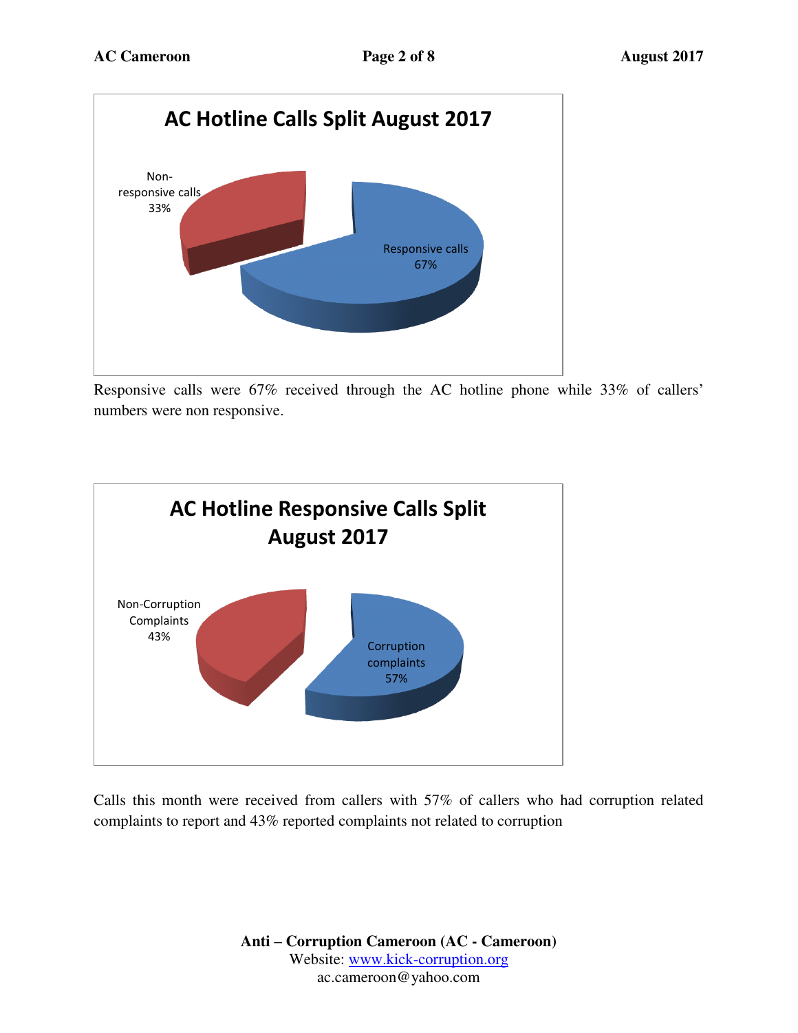**AC Hotline Calls Split August 2017**

Non-responsive calls 33%

Responsive calls 67%

Responsive calls were 67% received through the AC hotline phone while 33% of callers' numbers were non responsive.

**AC Hotline Responsive Calls Split August 2017**

Non-Corruption Complaints 43%

Corruption complaints 57%

Calls this month were received from callers with 57% of callers who had corruption related complaints to report and 43% reported complaints not related to corruption

**Anti – Corruption Cameroon (AC - Cameroon)**
Website: www.kick-corruption.org
ac.cameroon@yahoo.com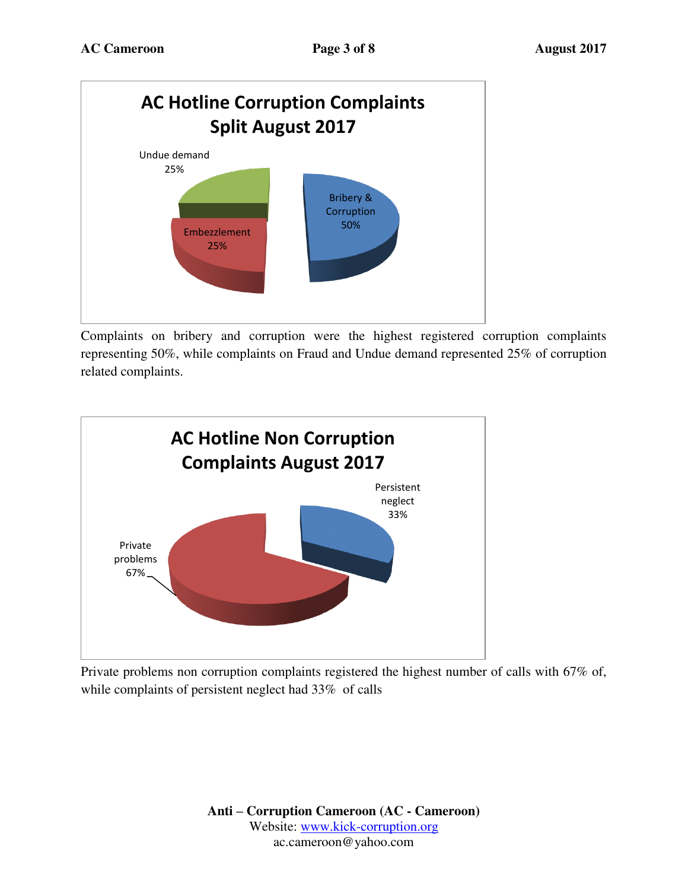**AC Hotline Corruption Complaints Split August 2017**

Undue demand 25%

Bribery & Corruption 50%

Embezzlement 25%

Complaints on bribery and corruption were the highest registered corruption complaints representing 50%, while complaints on Fraud and Undue demand represented 25% of corruption related complaints.

**AC Hotline Non Corruption Complaints August 2017**

Persistent neglect 33%

Private problems 67%

Private problems non corruption complaints registered the highest number of calls with 67% of, while complaints of persistent neglect had 33% of calls

**Anti – Corruption Cameroon (AC - Cameroon)**
Website: www.kick-corruption.org
ac.cameroon@yahoo.com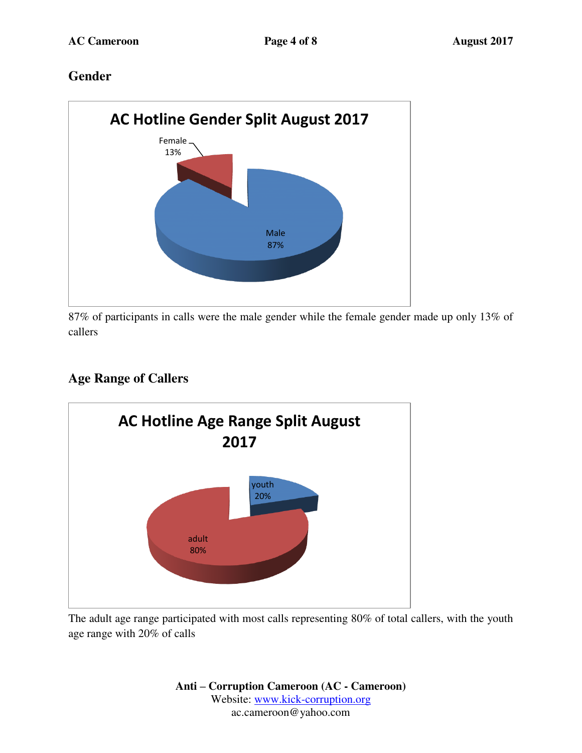## Gender

**AC Hotline Gender Split August 2017**

Female 13%

Male 87%

87% of participants in calls were the male gender while the female gender made up only 13% of callers

## Age Range of Callers

**AC Hotline Age Range Split August 2017**

youth 20%

adult 80%

The adult age range participated with most calls representing 80% of total callers, with the youth age range with 20% of calls

**Anti – Corruption Cameroon (AC - Cameroon)**
Website: www.kick-corruption.org
ac.cameroon@yahoo.com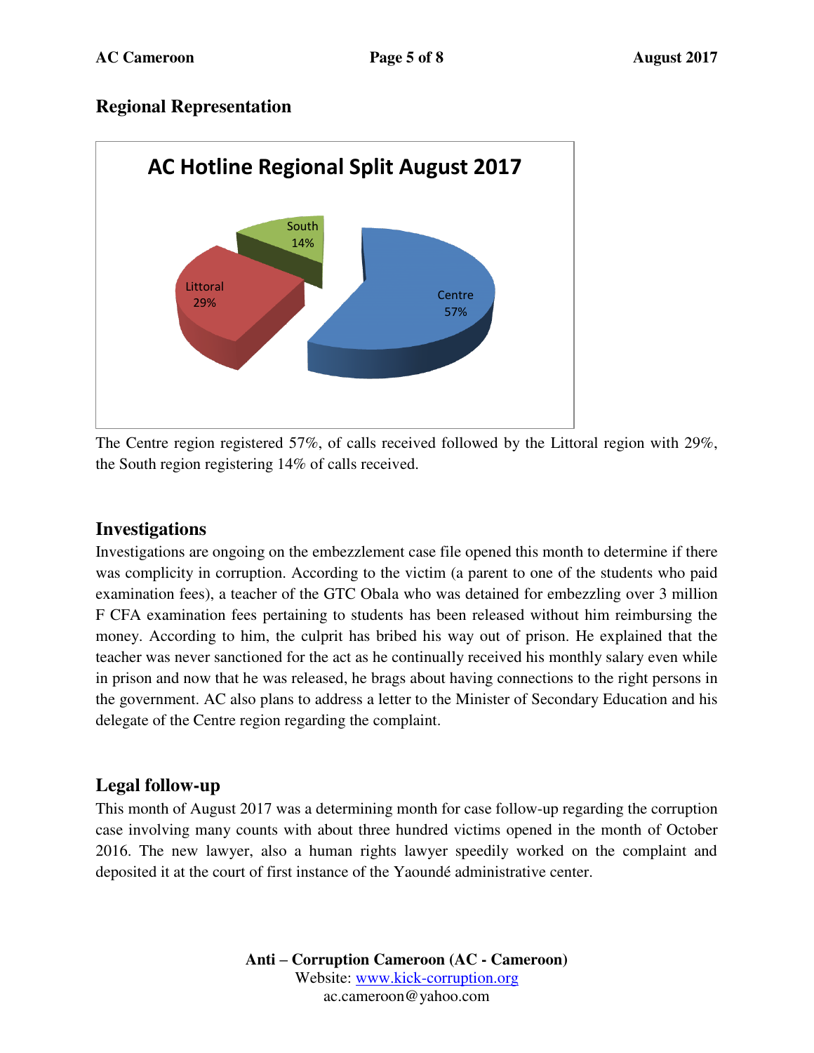## Regional Representation

**AC Hotline Regional Split August 2017**

South 14%

Littoral 29%

Centre 57%

The Centre region registered 57%, of calls received followed by the Littoral region with 29%, the South region registering 14% of calls received.

## Investigations

Investigations are ongoing on the embezzlement case file opened this month to determine if there was complicity in corruption. According to the victim (a parent to one of the students who paid examination fees), a teacher of the GTC Obala who was detained for embezzling over 3 million F CFA examination fees pertaining to students has been released without him reimbursing the money. According to him, the culprit has bribed his way out of prison. He explained that the teacher was never sanctioned for the act as he continually received his monthly salary even while in prison and now that he was released, he brags about having connections to the right persons in the government. AC also plans to address a letter to the Minister of Secondary Education and his delegate of the Centre region regarding the complaint.

## Legal follow-up

This month of August 2017 was a determining month for case follow-up regarding the corruption case involving many counts with about three hundred victims opened in the month of October 2016. The new lawyer, also a human rights lawyer speedily worked on the complaint and deposited it at the court of first instance of the Yaoundé administrative center.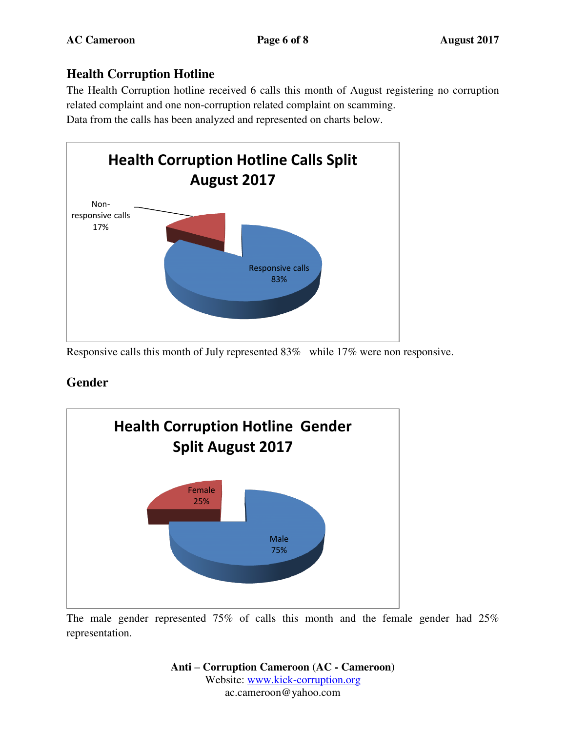## Health Corruption Hotline

The Health Corruption hotline received 6 calls this month of August registering no corruption related complaint and one non-corruption related complaint on scamming.
Data from the calls has been analyzed and represented on charts below.

**Health Corruption Hotline Calls Split August 2017**

Non-responsive calls 17%

Responsive calls 83%

Responsive calls this month of July represented 83% while 17% were non responsive.

## Gender

**Health Corruption Hotline Gender Split August 2017**

Female 25%

Male 75%

The male gender represented 75% of calls this month and the female gender had 25% representation.

**Anti – Corruption Cameroon (AC - Cameroon)**
Website: www.kick-corruption.org
ac.cameroon@yahoo.com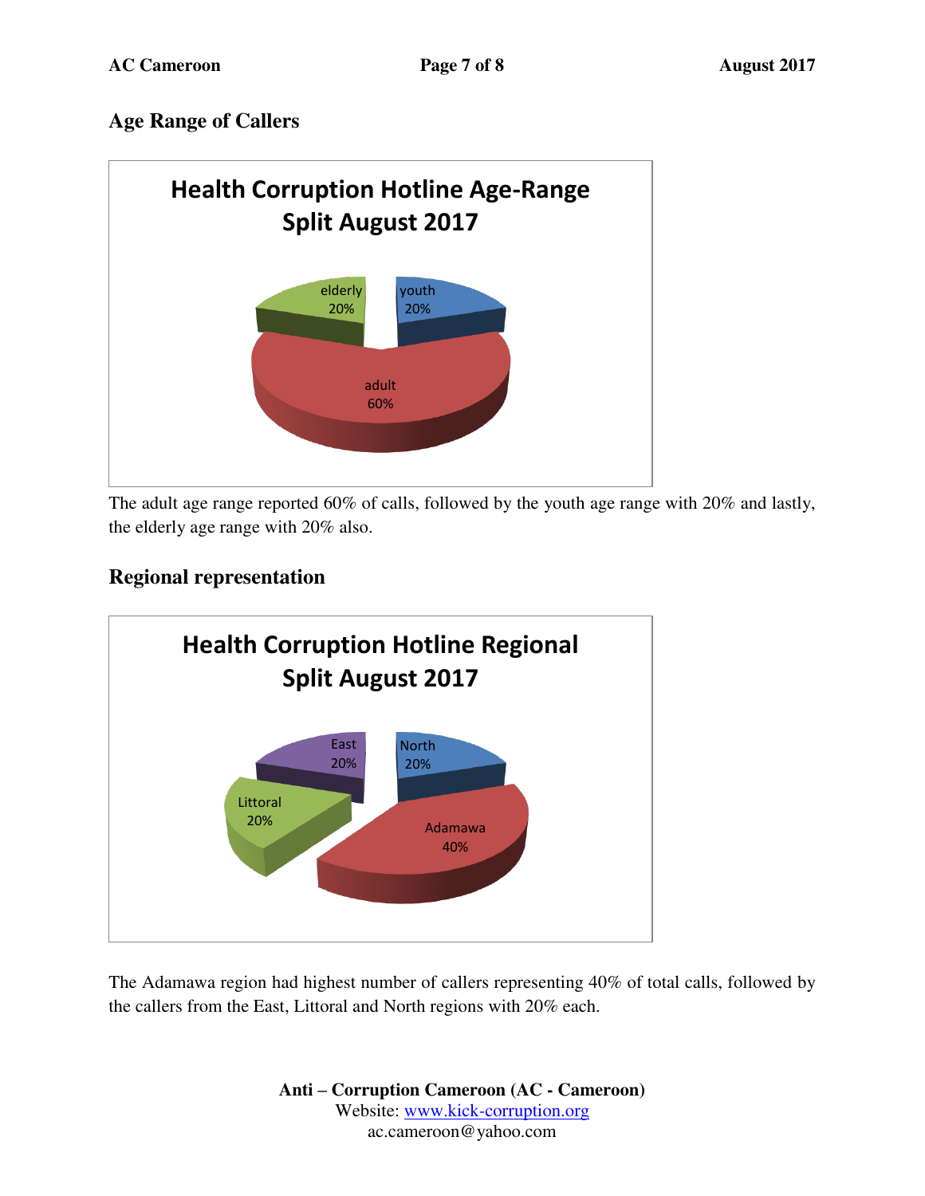## Age Range of Callers

**Health Corruption Hotline Age-Range Split August 2017**

| Age range | Share |
|---|---|
| youth | 20% |
| adult | 60% |
| elderly | 20% |

The adult age range reported 60% of calls, followed by the youth age range with 20% and lastly, the elderly age range with 20% also.

## Regional representation

**Health Corruption Hotline Regional Split August 2017**

| Region | Share |
|---|---|
| North | 20% |
| Adamawa | 40% |
| Littoral | 20% |
| East | 20% |

The Adamawa region had highest number of callers representing 40% of total calls, followed by the callers from the East, Littoral and North regions with 20% each.

**Anti – Corruption Cameroon (AC - Cameroon)**
Website: www.kick-corruption.org
ac.cameroon@yahoo.com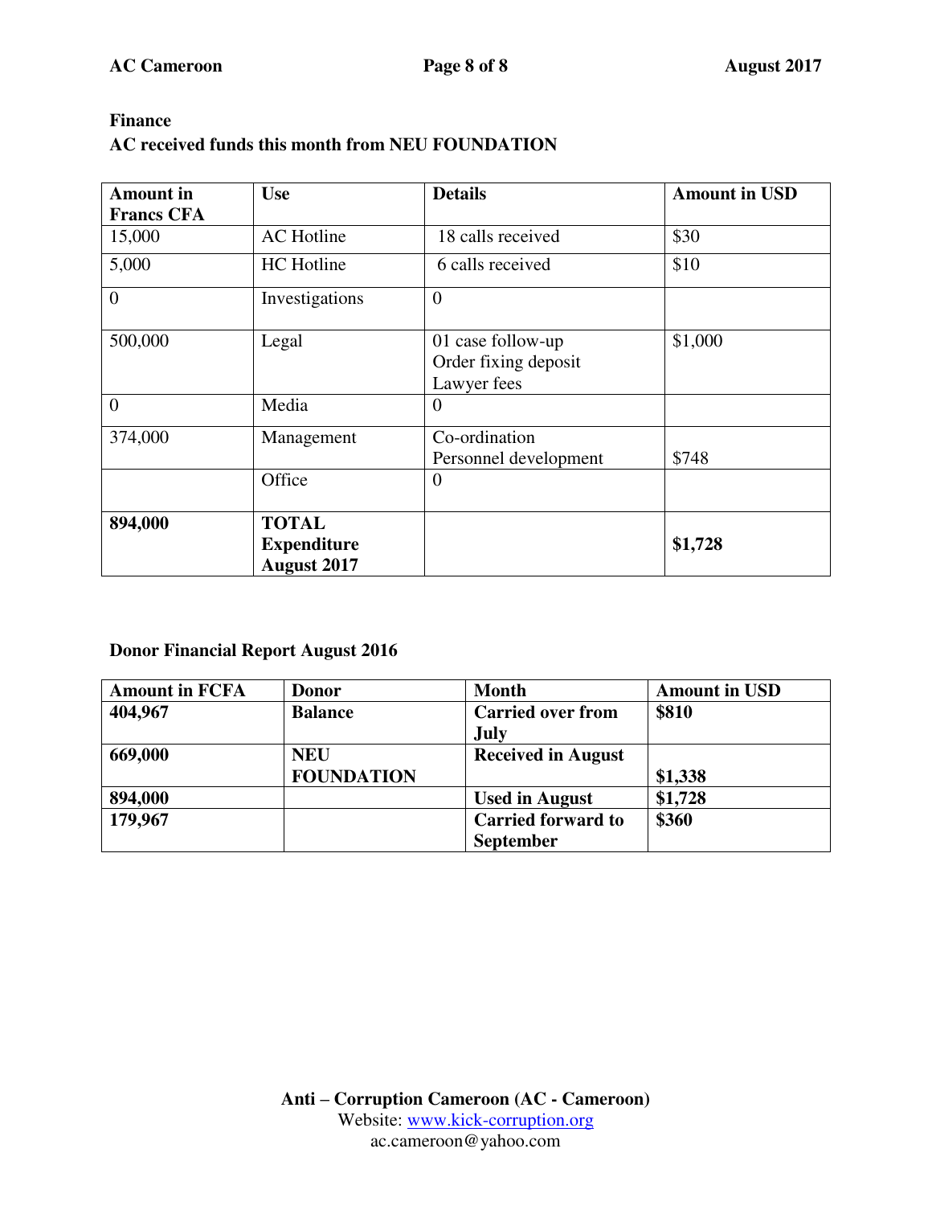**Finance**

**AC received funds this month from NEU FOUNDATION**

| Amount in Francs CFA | Use | Details | Amount in USD |
|---|---|---|---|
| 15,000 | AC Hotline | 18 calls received | $30 |
| 5,000 | HC Hotline | 6 calls received | $10 |
| 0 | Investigations | 0 | |
| 500,000 | Legal | 01 case follow-up<br>Order fixing deposit<br>Lawyer fees | $1,000 |
| 0 | Media | 0 | |
| 374,000 | Management | Co-ordination<br>Personnel development | $748 |
| | Office | 0 | |
| **894,000** | **TOTAL Expenditure August 2017** | | **$1,728** |

**Donor Financial Report August 2016**

| Amount in FCFA | Donor | Month | Amount in USD |
|---|---|---|---|
| **404,967** | **Balance** | **Carried over from July** | **$810** |
| **669,000** | **NEU FOUNDATION** | **Received in August** | **$1,338** |
| **894,000** | | **Used in August** | **$1,728** |
| **179,967** | | **Carried forward to September** | **$360** |

**Anti – Corruption Cameroon (AC - Cameroon)**
Website: www.kick-corruption.org
ac.cameroon@yahoo.com